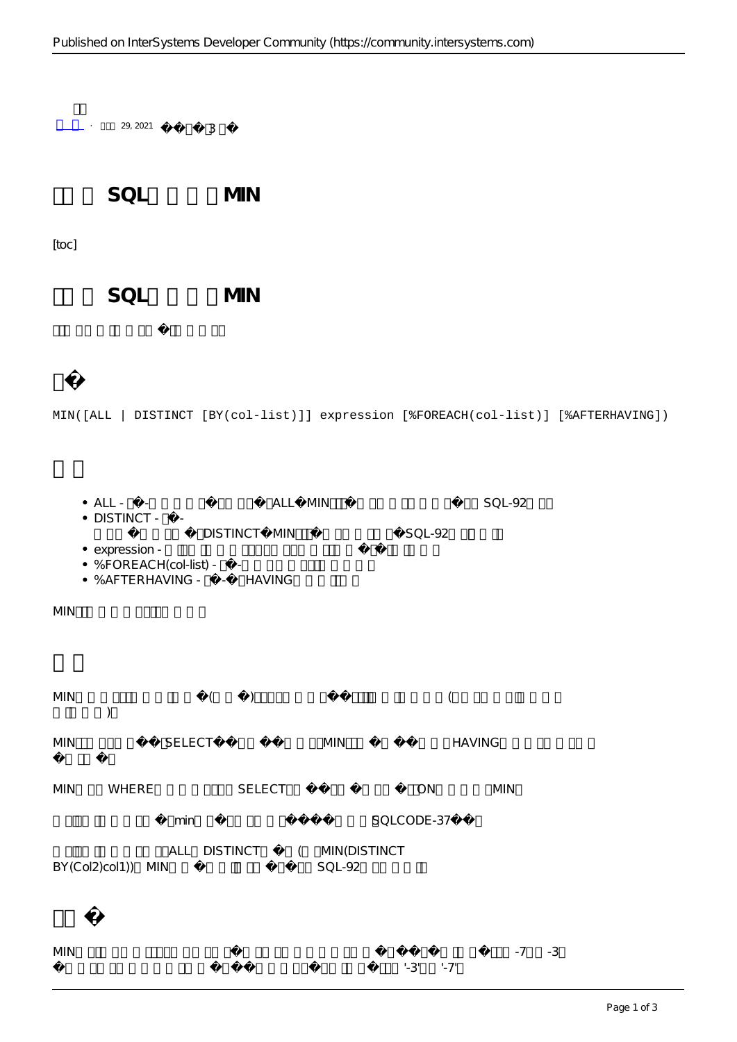· 29, 2021 3

# SQL MIN

[toc]

# SQL MIN

## �

```
MIN([ALL | DISTINCT [BY(col-list)]] expression [%FOREACH(col-list)] [%AFTERHAVING])
```

## 

- ALL - � - ALL � MIN SQL-92
- DISTINCT - � - DISTINCT � MIN SQL-92
- expression -
- %FOREACH(col-list) - � -
- %AFTERHAVING - � - � HAVING

MIN

## 

MIN ( ) (
)

MIN SELECT MIN HAVING

MIN WHERE SELECT ON MIN

min SQLCODE-37

ALL DISTINCT ( MIN(DISTINCT BY(Col2)col1)) MIN SQL-92

## �

MIN -7 -3 '-3' '-7'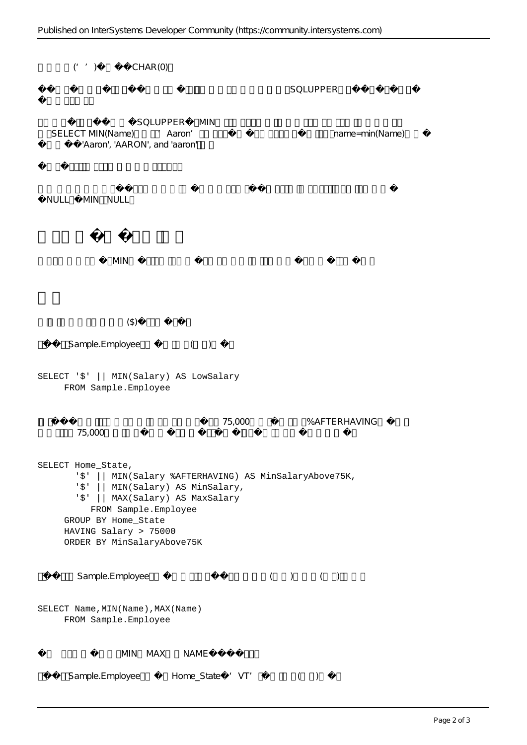(' ') CHAR(0)

SQLUPPER

SQLUPPER MIN
SELECT MIN(Name) Aaron' name=min(Name)
'Aaron', 'AARON', and 'aaron'

NULL MIN NULL

#

MIN

##

($)

Sample.Employee ( )

```
SELECT '$' || MIN(Salary) AS LowSalary
     FROM Sample.Employee
```

75,000 %AFTERHAVING
75,000

```
SELECT Home_State,
       '$' || MIN(Salary %AFTERHAVING) AS MinSalaryAbove75K,
       '$' || MIN(Salary) AS MinSalary,
       '$' || MAX(Salary) AS MaxSalary
          FROM Sample.Employee
     GROUP BY Home_State
     HAVING Salary > 75000
     ORDER BY MinSalaryAbove75K
```

Sample.Employee ( ) ( )

```
SELECT Name,MIN(Name),MAX(Name)
     FROM Sample.Employee
```

MIN MAX NAME

Sample.Employee Home_State 'VT' ( )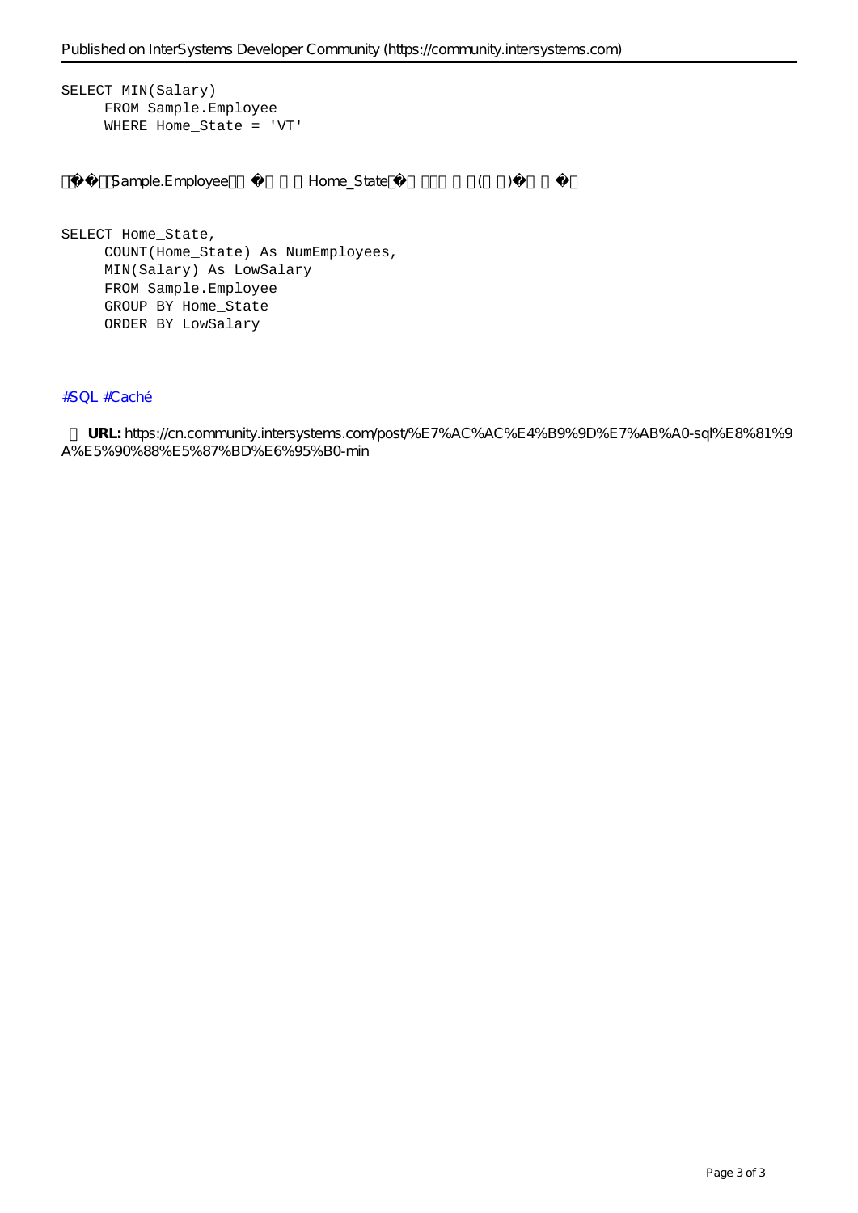```
SELECT MIN(Salary)
     FROM Sample.Employee
     WHERE Home_State = 'VT'
```

��Sample.Employee � Home_State� ( )� �

```
SELECT Home_State,
     COUNT(Home_State) As NumEmployees,
     MIN(Salary) As LowSalary
     FROM Sample.Employee
     GROUP BY Home_State
     ORDER BY LowSalary
```

#SQL #Caché

**URL:** https://cn.community.intersystems.com/post/%E7%AC%AC%E4%B9%9D%E7%AB%A0-sql%E8%81%9A%E5%90%88%E5%87%BD%E6%95%B0-min